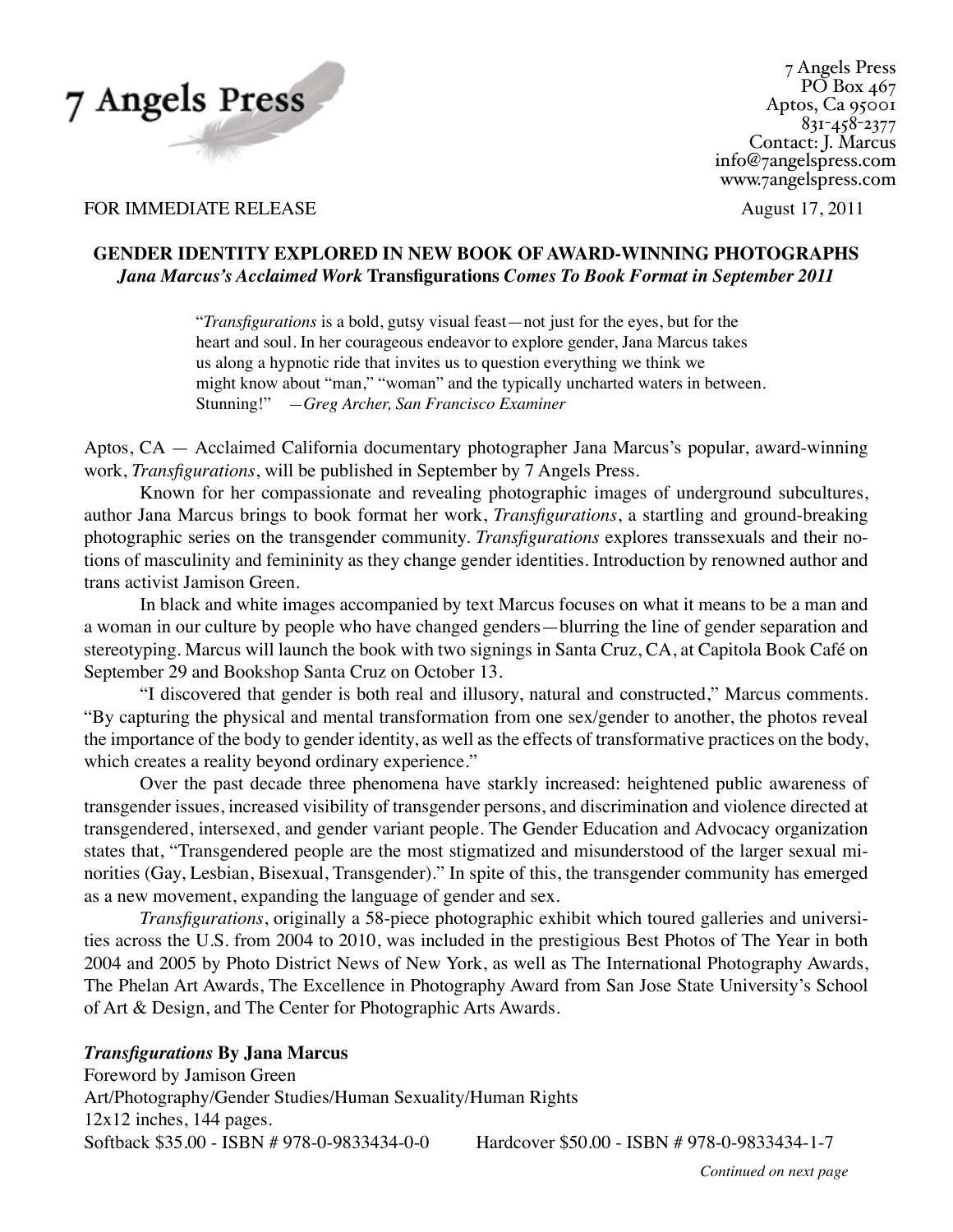7 Angels Press

7 Angels Press
PO Box 467
Aptos, Ca 95001
831-458-2377
Contact: J. Marcus
info@7angelspress.com
www.7angelspress.com

FOR IMMEDIATE RELEASE

August 17, 2011

**GENDER IDENTITY EXPLORED IN NEW BOOK OF AWARD-WINNING PHOTOGRAPHS**
***Jana Marcus's Acclaimed Work*** **Transfigurations** ***Comes To Book Format in September 2011***

> "*Transfigurations* is a bold, gutsy visual feast—not just for the eyes, but for the heart and soul. In her courageous endeavor to explore gender, Jana Marcus takes us along a hypnotic ride that invites us to question everything we think we might know about "man," "woman" and the typically uncharted waters in between. Stunning!" —*Greg Archer, San Francisco Examiner*

Aptos, CA — Acclaimed California documentary photographer Jana Marcus's popular, award-winning work, *Transfigurations*, will be published in September by 7 Angels Press.

Known for her compassionate and revealing photographic images of underground subcultures, author Jana Marcus brings to book format her work, *Transfigurations*, a startling and ground-breaking photographic series on the transgender community. *Transfigurations* explores transsexuals and their notions of masculinity and femininity as they change gender identities. Introduction by renowned author and trans activist Jamison Green.

In black and white images accompanied by text Marcus focuses on what it means to be a man and a woman in our culture by people who have changed genders—blurring the line of gender separation and stereotyping. Marcus will launch the book with two signings in Santa Cruz, CA, at Capitola Book Café on September 29 and Bookshop Santa Cruz on October 13.

"I discovered that gender is both real and illusory, natural and constructed," Marcus comments. "By capturing the physical and mental transformation from one sex/gender to another, the photos reveal the importance of the body to gender identity, as well as the effects of transformative practices on the body, which creates a reality beyond ordinary experience."

Over the past decade three phenomena have starkly increased: heightened public awareness of transgender issues, increased visibility of transgender persons, and discrimination and violence directed at transgendered, intersexed, and gender variant people. The Gender Education and Advocacy organization states that, "Transgendered people are the most stigmatized and misunderstood of the larger sexual minorities (Gay, Lesbian, Bisexual, Transgender)." In spite of this, the transgender community has emerged as a new movement, expanding the language of gender and sex.

*Transfigurations*, originally a 58-piece photographic exhibit which toured galleries and universities across the U.S. from 2004 to 2010, was included in the prestigious Best Photos of The Year in both 2004 and 2005 by Photo District News of New York, as well as The International Photography Awards, The Phelan Art Awards, The Excellence in Photography Award from San Jose State University's School of Art & Design, and The Center for Photographic Arts Awards.

***Transfigurations*** **By Jana Marcus**
Foreword by Jamison Green
Art/Photography/Gender Studies/Human Sexuality/Human Rights
12x12 inches, 144 pages.
Softback $35.00 - ISBN # 978-0-9833434-0-0 Hardcover $50.00 - ISBN # 978-0-9833434-1-7

*Continued on next page*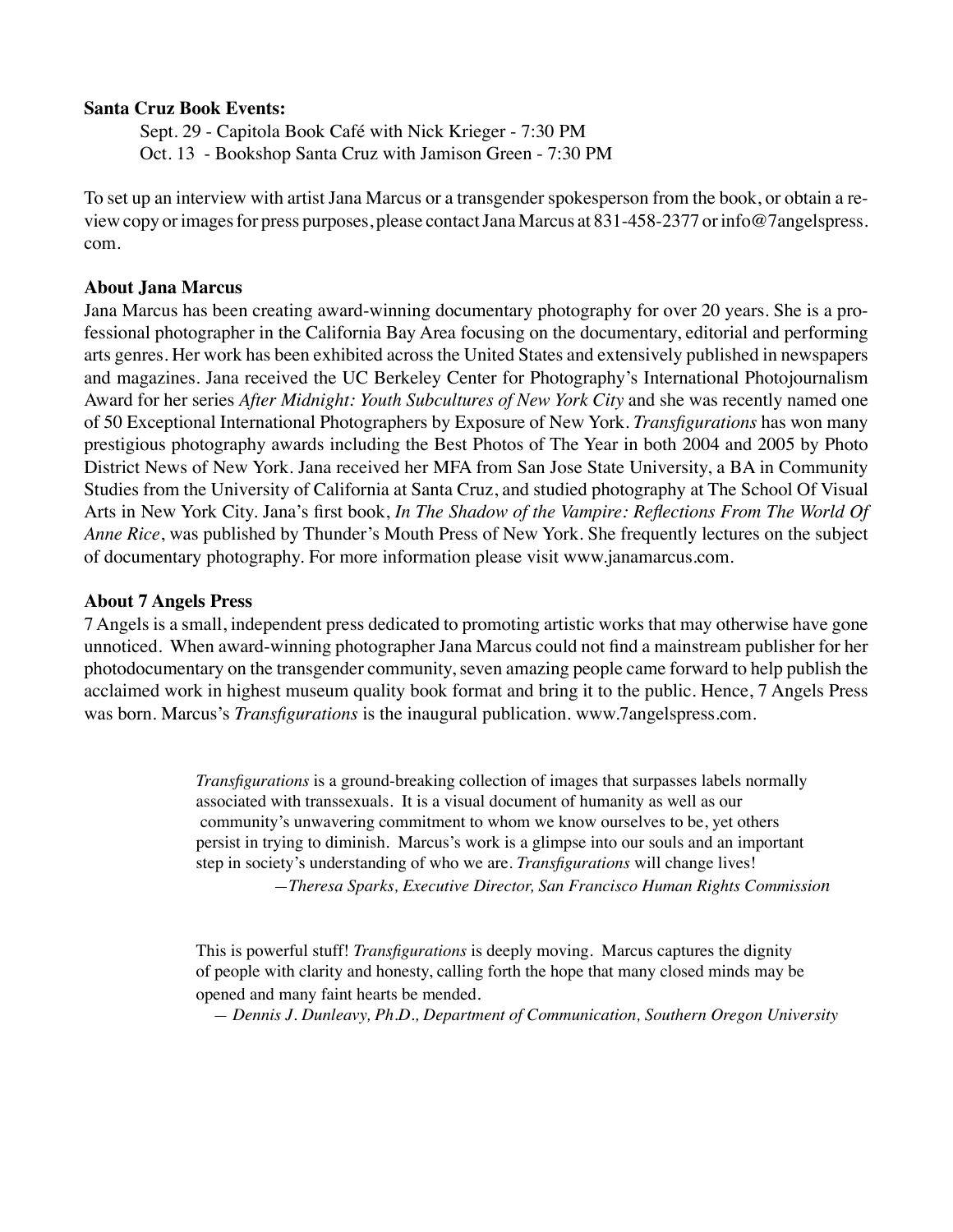**Santa Cruz Book Events:**

Sept. 29 - Capitola Book Café with Nick Krieger - 7:30 PM
Oct. 13 - Bookshop Santa Cruz with Jamison Green - 7:30 PM

To set up an interview with artist Jana Marcus or a transgender spokesperson from the book, or obtain a review copy or images for press purposes, please contact Jana Marcus at 831-458-2377 or info@7angelspress.com.

**About Jana Marcus**

Jana Marcus has been creating award-winning documentary photography for over 20 years. She is a professional photographer in the California Bay Area focusing on the documentary, editorial and performing arts genres. Her work has been exhibited across the United States and extensively published in newspapers and magazines. Jana received the UC Berkeley Center for Photography's International Photojournalism Award for her series *After Midnight: Youth Subcultures of New York City* and she was recently named one of 50 Exceptional International Photographers by Exposure of New York. *Transfigurations* has won many prestigious photography awards including the Best Photos of The Year in both 2004 and 2005 by Photo District News of New York. Jana received her MFA from San Jose State University, a BA in Community Studies from the University of California at Santa Cruz, and studied photography at The School Of Visual Arts in New York City. Jana's first book, *In The Shadow of the Vampire: Reflections From The World Of Anne Rice*, was published by Thunder's Mouth Press of New York. She frequently lectures on the subject of documentary photography. For more information please visit www.janamarcus.com.

**About 7 Angels Press**

7 Angels is a small, independent press dedicated to promoting artistic works that may otherwise have gone unnoticed. When award-winning photographer Jana Marcus could not find a mainstream publisher for her photodocumentary on the transgender community, seven amazing people came forward to help publish the acclaimed work in highest museum quality book format and bring it to the public. Hence, 7 Angels Press was born. Marcus's *Transfigurations* is the inaugural publication. www.7angelspress.com.

> *Transfigurations* is a ground-breaking collection of images that surpasses labels normally associated with transsexuals. It is a visual document of humanity as well as our community's unwavering commitment to whom we know ourselves to be, yet others persist in trying to diminish. Marcus's work is a glimpse into our souls and an important step in society's understanding of who we are. *Transfigurations* will change lives!
>
> *—Theresa Sparks, Executive Director, San Francisco Human Rights Commission*

> This is powerful stuff! *Transfigurations* is deeply moving. Marcus captures the dignity of people with clarity and honesty, calling forth the hope that many closed minds may be opened and many faint hearts be mended.
>
> *— Dennis J. Dunleavy, Ph.D., Department of Communication, Southern Oregon University*